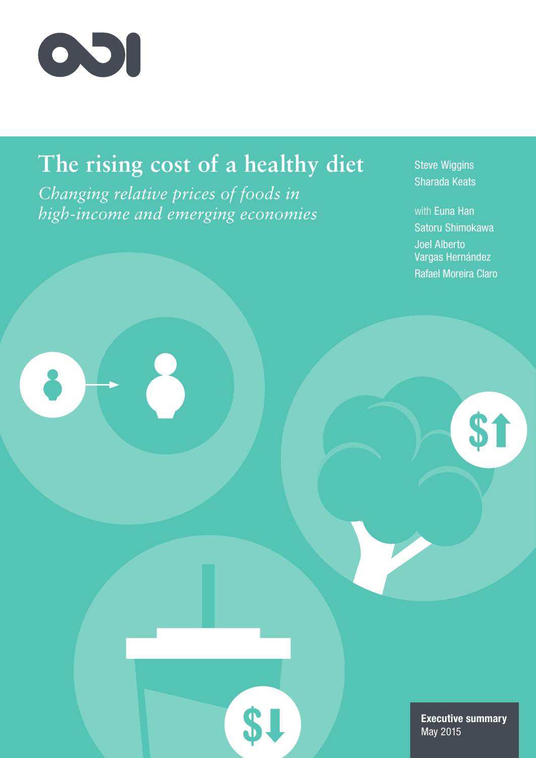# The rising cost of a healthy diet

*Changing relative prices of foods in high-income and emerging economies*

Steve Wiggins
Sharada Keats

with Euna Han
Satoru Shimokawa
Joel Alberto Vargas Hernández
Rafael Moreira Claro

**Executive summary**
May 2015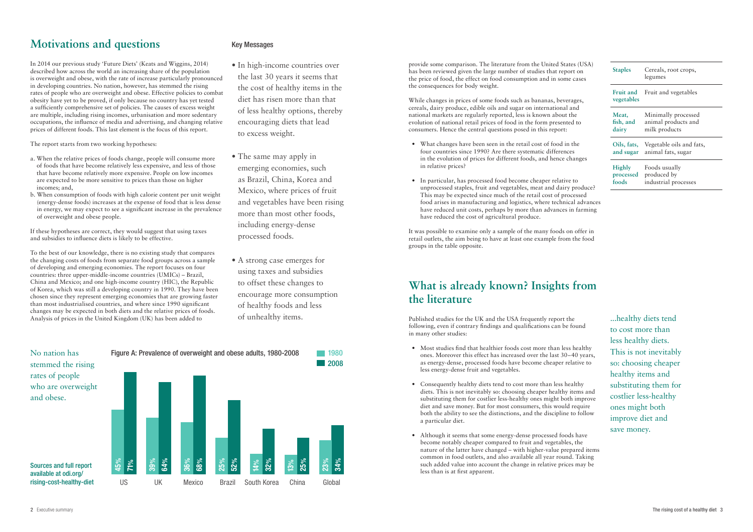## Motivations and questions

In 2014 our previous study 'Future Diets' (Keats and Wiggins, 2014) described how across the world an increasing share of the population is overweight and obese, with the rate of increase particularly pronounced in developing countries. No nation, however, has stemmed the rising rates of people who are overweight and obese. Effective policies to combat obesity have yet to be proved, if only because no country has yet tested a sufficiently comprehensive set of policies. The causes of excess weight are multiple, including rising incomes, urbanisation and more sedentary occupations, the influence of media and advertising, and changing relative prices of different foods. This last element is the focus of this report.

The report starts from two working hypotheses:

a. When the relative prices of foods change, people will consume more of foods that have become relatively less expensive, and less of those that have become relatively more expensive. People on low incomes are expected to be more sensitive to prices than those on higher incomes; and,
b. When consumption of foods with high calorie content per unit weight (energy-dense foods) increases at the expense of food that is less dense in energy, we may expect to see a significant increase in the prevalence of overweight and obese people.

If these hypotheses are correct, they would suggest that using taxes and subsidies to influence diets is likely to be effective.

To the best of our knowledge, there is no existing study that compares the changing costs of foods from separate food groups across a sample of developing and emerging economies. The report focuses on four countries: three upper-middle-income countries (UMICs) – Brazil, China and Mexico; and one high-income country (HIC), the Republic of Korea, which was still a developing country in 1990. They have been chosen since they represent emerging economies that are growing faster than most industrialised countries, and where since 1990 significant changes may be expected in both diets and the relative prices of foods. Analysis of prices in the United Kingdom (UK) has been added to provide some comparison. The literature from the United States (USA) has been reviewed given the large number of studies that report on the price of food, the effect on food consumption and in some cases the consequences for body weight.

While changes in prices of some foods such as bananas, beverages, cereals, dairy produce, edible oils and sugar on international and national markets are regularly reported, less is known about the evolution of national retail prices of food in the form presented to consumers. Hence the central questions posed in this report:

- What changes have been seen in the retail cost of food in the four countries since 1990? Are there systematic differences in the evolution of prices for different foods, and hence changes in relative prices?
- In particular, has processed food become cheaper relative to unprocessed staples, fruit and vegetables, meat and dairy produce? This may be expected since much of the retail cost of processed food arises in manufacturing and logistics, where technical advances have reduced unit costs, perhaps by more than advances in farming have reduced the cost of agricultural produce.

It was possible to examine only a sample of the many foods on offer in retail outlets, the aim being to have at least one example from the food groups in the table opposite.

| | |
|---|---|
| **Staples** | Cereals, root crops, legumes |
| **Fruit and vegetables** | Fruit and vegetables |
| **Meat, fish, and dairy** | Minimally processed animal products and milk products |
| **Oils, fats, and sugar** | Vegetable oils and fats, animal fats, sugar |
| **Highly processed foods** | Foods usually produced by industrial processes |

### Key Messages

- In high-income countries over the last 30 years it seems that the cost of healthy items in the diet has risen more than that of less healthy options, thereby encouraging diets that lead to excess weight.
- The same may apply in emerging economies, such as Brazil, China, Korea and Mexico, where prices of fruit and vegetables have been rising more than most other foods, including energy-dense processed foods.
- A strong case emerges for using taxes and subsidies to offset these changes to encourage more consumption of healthy foods and less of unhealthy items.

No nation has stemmed the rising rates of people who are overweight and obese.

**Figure A: Prevalence of overweight and obese adults, 1980-2008**

| | 1980 | 2008 |
|---|---|---|
| US | 45% | 71% |
| UK | 39% | 64% |
| Mexico | 36% | 68% |
| Brazil | 25% | 52% |
| South Korea | 14% | 32% |
| China | 13% | 25% |
| Global | 23% | 34% |

Sources and full report available at odi.org/rising-cost-healthy-diet

## What is already known? Insights from the literature

Published studies for the UK and the USA frequently report the following, even if contrary findings and qualifications can be found in many other studies:

- Most studies find that healthier foods cost more than less healthy ones. Moreover this effect has increased over the last 30–40 years, as energy-dense, processed foods have become cheaper relative to less energy-dense fruit and vegetables.
- Consequently healthy diets tend to cost more than less healthy diets. This is not inevitably so: choosing cheaper healthy items and substituting them for costlier less-healthy ones might both improve diet and save money. But for most consumers, this would require both the ability to see the distinctions, and the discipline to follow a particular diet.
- Although it seems that some energy-dense processed foods have become notably cheaper compared to fruit and vegetables, the nature of the latter have changed – with higher-value prepared items common in food outlets, and also available all year round. Taking such added value into account the change in relative prices may be less than is at first apparent.

...healthy diets tend to cost more than less healthy diets. This is not inevitably so: choosing cheaper healthy items and substituting them for costlier less-healthy ones might both improve diet and save money.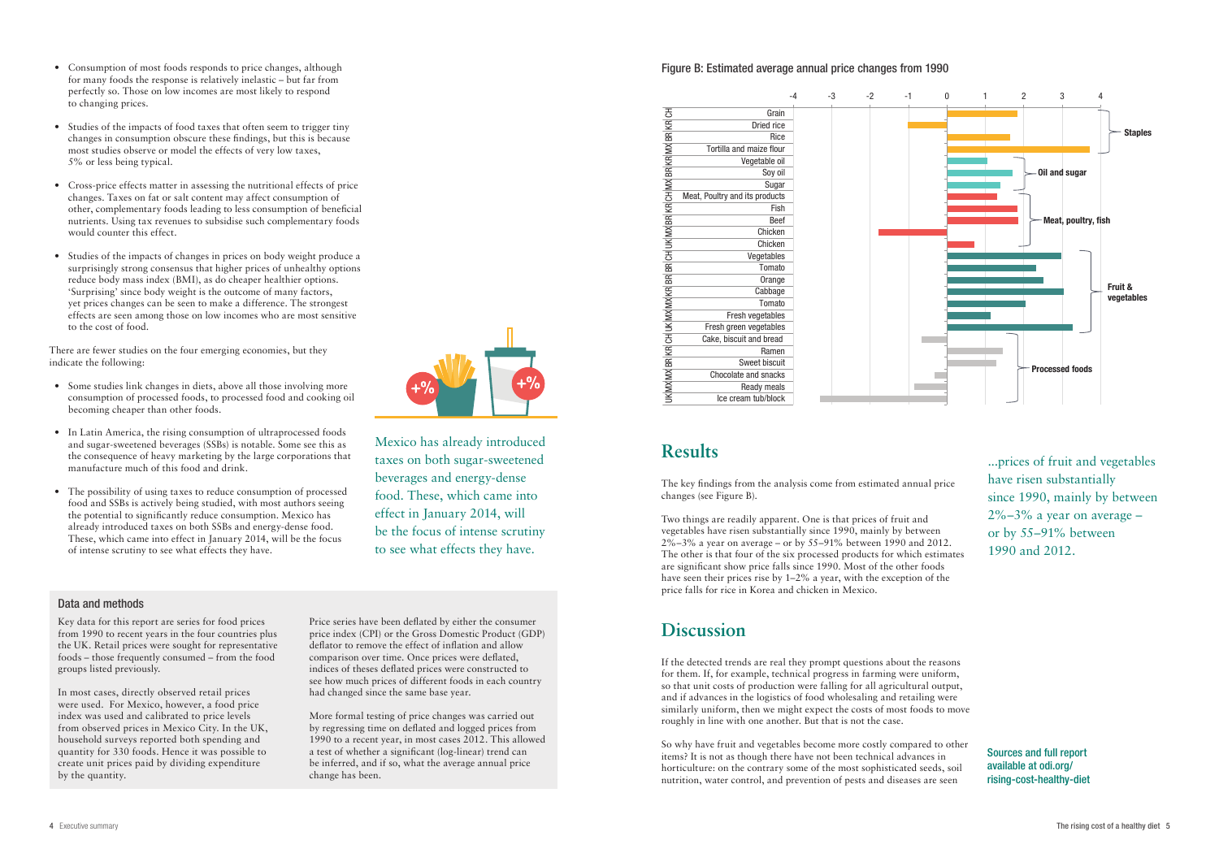- Consumption of most foods responds to price changes, although for many foods the response is relatively inelastic – but far from perfectly so. Those on low incomes are most likely to respond to changing prices.
- Studies of the impacts of food taxes that often seem to trigger tiny changes in consumption obscure these findings, but this is because most studies observe or model the effects of very low taxes, 5% or less being typical.
- Cross-price effects matter in assessing the nutritional effects of price changes. Taxes on fat or salt content may affect consumption of other, complementary foods leading to less consumption of beneficial nutrients. Using tax revenues to subsidise such complementary foods would counter this effect.
- Studies of the impacts of changes in prices on body weight produce a surprisingly strong consensus that higher prices of unhealthy options reduce body mass index (BMI), as do cheaper healthier options. 'Surprising' since body weight is the outcome of many factors, yet prices changes can be seen to make a difference. The strongest effects are seen among those on low incomes who are most sensitive to the cost of food.

There are fewer studies on the four emerging economies, but they indicate the following:

- Some studies link changes in diets, above all those involving more consumption of processed foods, to processed food and cooking oil becoming cheaper than other foods.
- In Latin America, the rising consumption of ultraprocessed foods and sugar-sweetened beverages (SSBs) is notable. Some see this as the consequence of heavy marketing by the large corporations that manufacture much of this food and drink.
- The possibility of using taxes to reduce consumption of processed food and SSBs is actively being studied, with most authors seeing the potential to significantly reduce consumption. Mexico has already introduced taxes on both SSBs and energy-dense food. These, which came into effect in January 2014, will be the focus of intense scrutiny to see what effects they have.

Mexico has already introduced taxes on both sugar-sweetened beverages and energy-dense food. These, which came into effect in January 2014, will be the focus of intense scrutiny to see what effects they have.

### Data and methods

Key data for this report are series for food prices from 1990 to recent years in the four countries plus the UK. Retail prices were sought for representative foods – those frequently consumed – from the food groups listed previously.

In most cases, directly observed retail prices were used. For Mexico, however, a food price index was used and calibrated to price levels from observed prices in Mexico City. In the UK, household surveys reported both spending and quantity for 330 foods. Hence it was possible to create unit prices paid by dividing expenditure by the quantity.

Price series have been deflated by either the consumer price index (CPI) or the Gross Domestic Product (GDP) deflator to remove the effect of inflation and allow comparison over time. Once prices were deflated, indices of theses deflated prices were constructed to see how much prices of different foods in each country had changed since the same base year.

More formal testing of price changes was carried out by regressing time on deflated and logged prices from 1990 to a recent year, in most cases 2012. This allowed a test of whether a significant (log-linear) trend can be inferred, and if so, what the average annual price change has been.

**Figure B: Estimated average annual price changes from 1990**

| Country | Food | Group |
|---|---|---|
| CH | Grain | Staples |
| KR | Dried rice | Staples |
| BR | Rice | Staples |
| MX | Tortilla and maize flour | Staples |
| BR | Vegetable oil | Oil and sugar |
| BR | Soy oil | Oil and sugar |
| MX | Sugar | Oil and sugar |
| CH | Meat, Poultry and its products | Meat, poultry, fish |
| KR | Fish | Meat, poultry, fish |
| BR | Beef | Meat, poultry, fish |
| MX | Chicken | Meat, poultry, fish |
| UK | Chicken | Meat, poultry, fish |
| CH | Vegetables | Fruit & vegetables |
| BR | Tomato | Fruit & vegetables |
| BR | Orange | Fruit & vegetables |
| KR | Cabbage | Fruit & vegetables |
| MX | Tomato | Fruit & vegetables |
| MX | Fresh vegetables | Fruit & vegetables |
| UK | Fresh green vegetables | Fruit & vegetables |
| CH | Cake, biscuit and bread | Processed foods |
| KR | Ramen | Processed foods |
| BR | Sweet biscuit | Processed foods |
| MX | Chocolate and snacks | Processed foods |
| MX | Ready meals | Processed foods |
| UK | Ice cream tub/block | Processed foods |

## Results

The key findings from the analysis come from estimated annual price changes (see Figure B).

Two things are readily apparent. One is that prices of fruit and vegetables have risen substantially since 1990, mainly by between 2%–3% a year on average – or by 55–91% between 1990 and 2012. The other is that four of the six processed products for which estimates are significant show price falls since 1990. Most of the other foods have seen their prices rise by 1–2% a year, with the exception of the price falls for rice in Korea and chicken in Mexico.

...prices of fruit and vegetables have risen substantially since 1990, mainly by between 2%–3% a year on average – or by 55–91% between 1990 and 2012.

## Discussion

If the detected trends are real they prompt questions about the reasons for them. If, for example, technical progress in farming were uniform, so that unit costs of production were falling for all agricultural output, and if advances in the logistics of food wholesaling and retailing were similarly uniform, then we might expect the costs of most foods to move roughly in line with one another. But that is not the case.

So why have fruit and vegetables become more costly compared to other items? It is not as though there have not been technical advances in horticulture: on the contrary some of the most sophisticated seeds, soil nutrition, water control, and prevention of pests and diseases are seen

Sources and full report available at odi.org/rising-cost-healthy-diet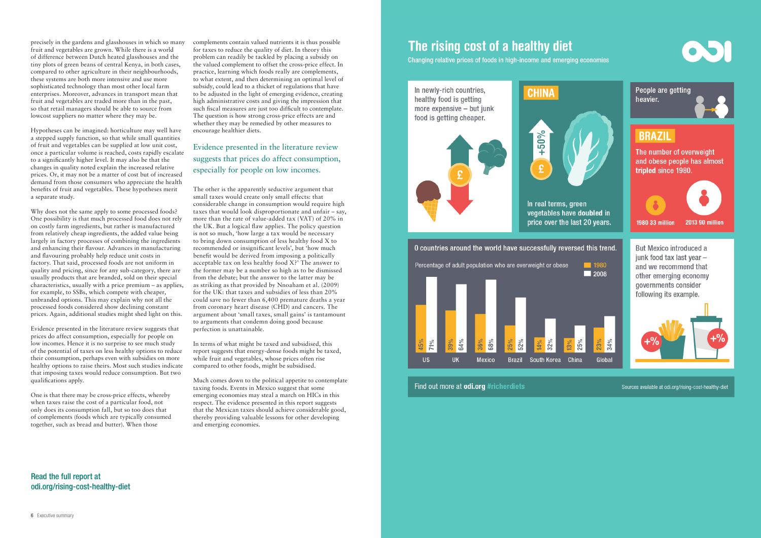precisely in the gardens and glasshouses in which so many fruit and vegetables are grown. While there is a world of difference between Dutch heated glasshouses and the tiny plots of green beans of central Kenya, in both cases, compared to other agriculture in their neighbourhoods, these systems are both more intensive and use more sophisticated technology than most other local farm enterprises. Moreover, advances in transport mean that fruit and vegetables are traded more than in the past, so that retail managers should be able to source from lowcost suppliers no matter where they may be.

Hypotheses can be imagined: horticulture may well have a stepped supply function, so that while small quantities of fruit and vegetables can be supplied at low unit cost, once a particular volume is reached, costs rapidly escalate to a significantly higher level. It may also be that the changes in quality noted explain the increased relative prices. Or, it may not be a matter of cost but of increased demand from those consumers who appreciate the health benefits of fruit and vegetables. These hypotheses merit a separate study.

Why does not the same apply to some processed foods? One possibility is that much processed food does not rely on costly farm ingredients, but rather is manufactured from relatively cheap ingredients, the added value being largely in factory processes of combining the ingredients and enhancing their flavour. Advances in manufacturing and flavouring probably help reduce unit costs in factory. That said, processed foods are not uniform in quality and pricing, since for any sub-category, there are usually products that are branded, sold on their special characteristics, usually with a price premium – as applies, for example, to SSBs, which compete with cheaper, unbranded options. This may explain why not all the processed foods considered show declining constant prices. Again, additional studies might shed light on this.

Evidence presented in the literature review suggests that prices do affect consumption, especially for people on low incomes. Hence it is no surprise to see much study of the potential of taxes on less healthy options to reduce their consumption, perhaps even with subsidies on more healthy options to raise theirs. Most such studies indicate that imposing taxes would reduce consumption. But two qualifications apply.

One is that there may be cross-price effects, whereby when taxes raise the cost of a particular food, not only does its consumption fall, but so too does that of complements (foods which are typically consumed together, such as bread and butter). When those complements contain valued nutrients it is thus possible for taxes to reduce the quality of diet. In theory this problem can readily be tackled by placing a subsidy on the valued complement to offset the cross-price effect. In practice, learning which foods really are complements, to what extent, and then determining an optimal level of subsidy, could lead to a thicket of regulations that have to be adjusted in the light of emerging evidence, creating high administrative costs and giving the impression that such fiscal measures are just too difficult to contemplate. The question is how strong cross-price effects are and whether they may be remedied by other measures to encourage healthier diets.

> Evidence presented in the literature review suggests that prices do affect consumption, especially for people on low incomes.

The other is the apparently seductive argument that small taxes would create only small effects: that considerable change in consumption would require high taxes that would look disproportionate and unfair – say, more than the rate of value-added tax (VAT) of 20% in the UK. But a logical flaw applies. The policy question is not so much, 'how large a tax would be necessary to bring down consumption of less healthy food X to recommended or insignificant levels', but 'how much benefit would be derived from imposing a politically acceptable tax on less healthy food X?' The answer to the former may be a number so high as to be dismissed from the debate; but the answer to the latter may be as striking as that provided by Nnoaham et al. (2009) for the UK: that taxes and subsidies of less than 20% could save no fewer than 6,400 premature deaths a year from coronary heart disease (CHD) and cancers. The argument about 'small taxes, small gains' is tantamount to arguments that condemn doing good because perfection is unattainable.

In terms of what might be taxed and subsidised, this report suggests that energy-dense foods might be taxed, while fruit and vegetables, whose prices often rise compared to other foods, might be subsidised.

Much comes down to the political appetite to contemplate taxing foods. Events in Mexico suggest that some emerging economies may steal a march on HICs in this respect. The evidence presented in this report suggests that the Mexican taxes should achieve considerable good, thereby providing valuable lessons for other developing and emerging economies.

**Read the full report at odi.org/rising-cost-healthy-diet**

# The rising cost of a healthy diet

Changing relative prices of foods in high-income and emerging economies

In newly-rich countries, healthy food is getting more expensive – but junk food is getting cheaper.

**CHINA**

+50%

In real terms, green vegetables have doubled in price over the last 20 years.

People are getting heavier.

**BRAZIL**

The number of overweight and obese people has almost **tripled** since 1980.

1980 33 million

2013 90 million

0 countries around the world have successfully reversed this trend.

Percentage of adult population who are overweight or obese

| | 1980 | 2008 |
|---|---|---|
| US | 45% | 71% |
| UK | 39% | 64% |
| Mexico | 36% | 68% |
| Brazil | 25% | 52% |
| South Korea | 14% | 32% |
| China | 13% | 25% |
| Global | 23% | 34% |

But Mexico introduced a junk food tax last year – and we recommend that other emerging economy governments consider following its example.

+% +%

Find out more at **odi.org** #richerdiets

Sources available at odi.org/rising-cost-healthy-diet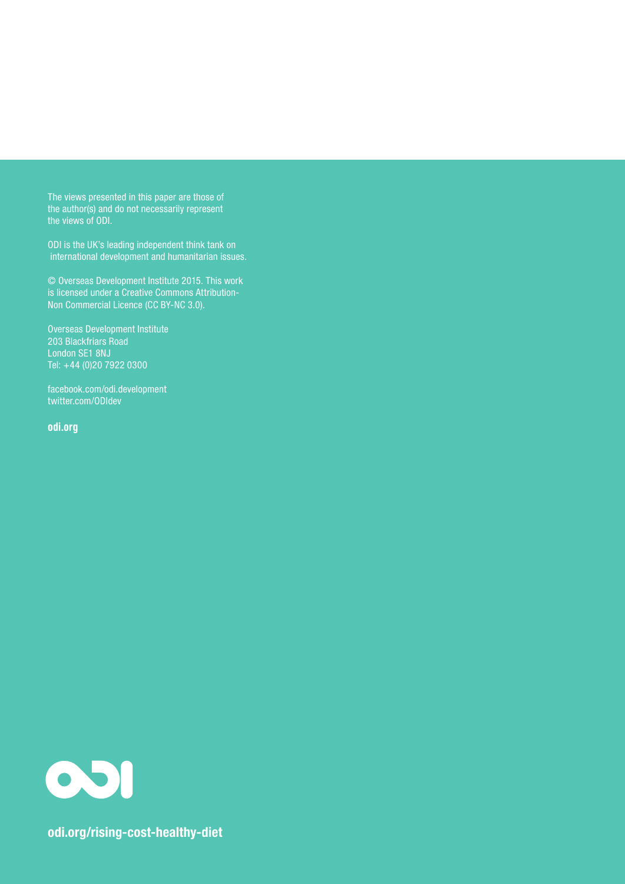The views presented in this paper are those of the author(s) and do not necessarily represent the views of ODI.

ODI is the UK's leading independent think tank on international development and humanitarian issues.

© Overseas Development Institute 2015. This work is licensed under a Creative Commons Attribution-Non Commercial Licence (CC BY-NC 3.0).

Overseas Development Institute
203 Blackfriars Road
London SE1 8NJ
Tel: +44 (0)20 7922 0300

facebook.com/odi.development
twitter.com/ODIdev

**odi.org**

**odi.org/rising-cost-healthy-diet**